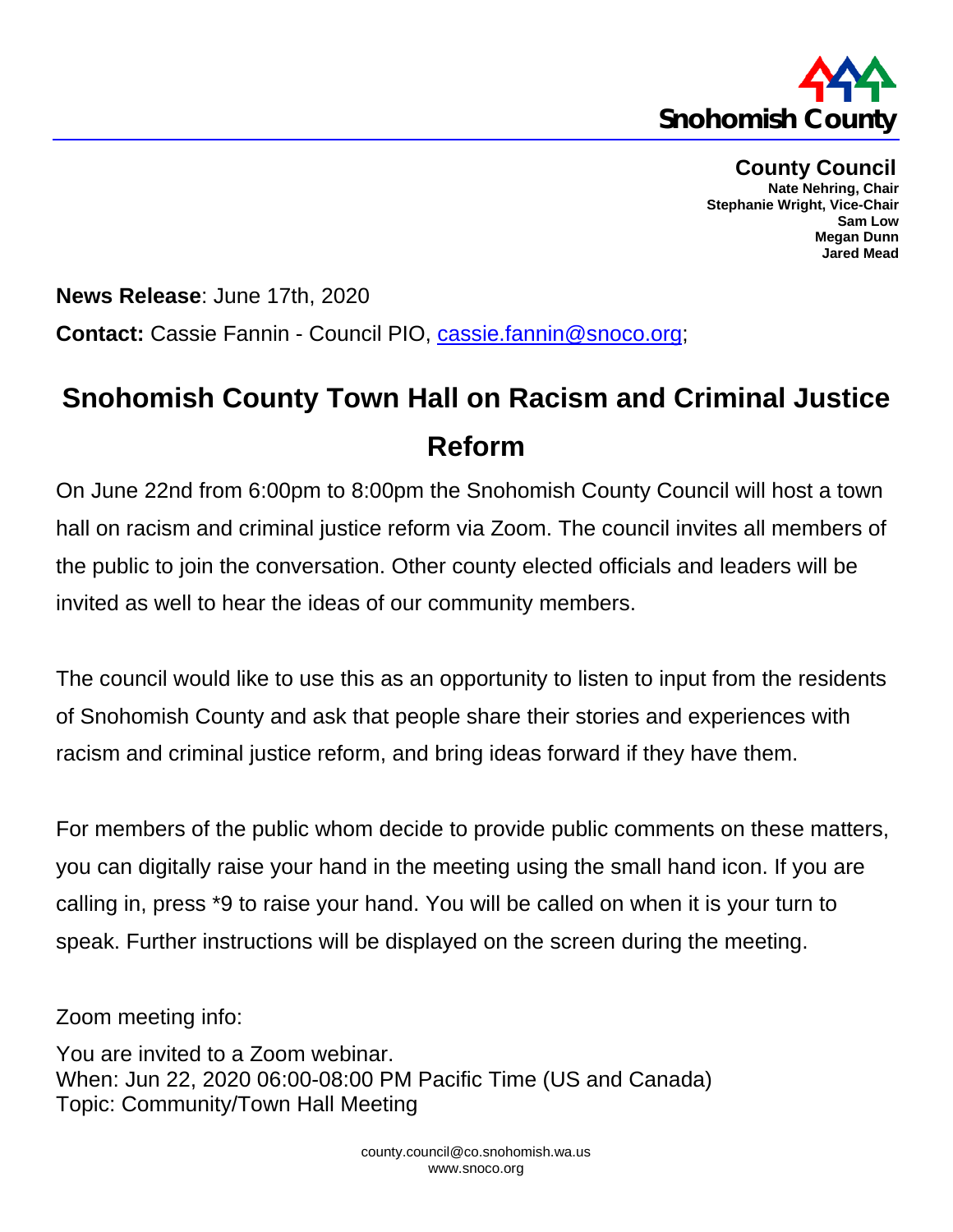Snohomish County

**County Council**
**Nate Nehring, Chair**
**Stephanie Wright, Vice-Chair**
**Sam Low**
**Megan Dunn**
**Jared Mead**

**News Release**: June 17th, 2020

**Contact:** Cassie Fannin - Council PIO, cassie.fannin@snoco.org;

# Snohomish County Town Hall on Racism and Criminal Justice Reform

On June 22nd from 6:00pm to 8:00pm the Snohomish County Council will host a town hall on racism and criminal justice reform via Zoom. The council invites all members of the public to join the conversation. Other county elected officials and leaders will be invited as well to hear the ideas of our community members.

The council would like to use this as an opportunity to listen to input from the residents of Snohomish County and ask that people share their stories and experiences with racism and criminal justice reform, and bring ideas forward if they have them.

For members of the public whom decide to provide public comments on these matters, you can digitally raise your hand in the meeting using the small hand icon. If you are calling in, press *9 to raise your hand. You will be called on when it is your turn to speak. Further instructions will be displayed on the screen during the meeting.

Zoom meeting info:

You are invited to a Zoom webinar.
When: Jun 22, 2020 06:00-08:00 PM Pacific Time (US and Canada)
Topic: Community/Town Hall Meeting

county.council@co.snohomish.wa.us
www.snoco.org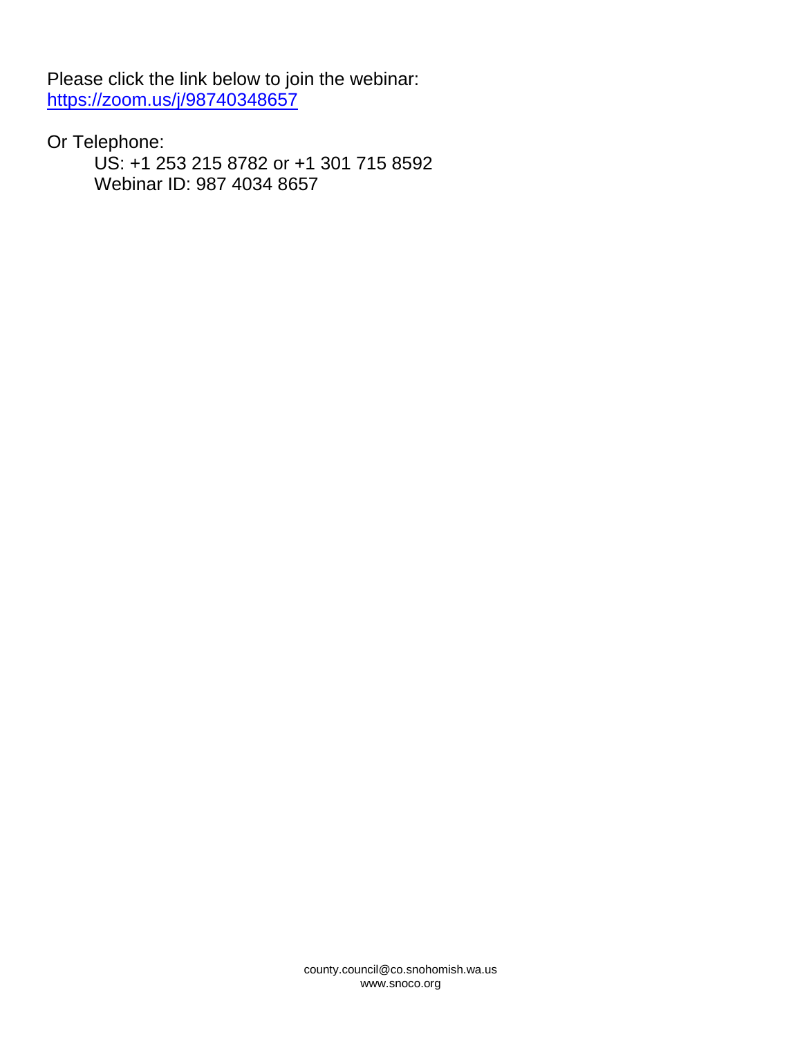Please click the link below to join the webinar:
https://zoom.us/j/98740348657

Or Telephone:

US: +1 253 215 8782 or +1 301 715 8592
Webinar ID: 987 4034 8657

county.council@co.snohomish.wa.us
www.snoco.org